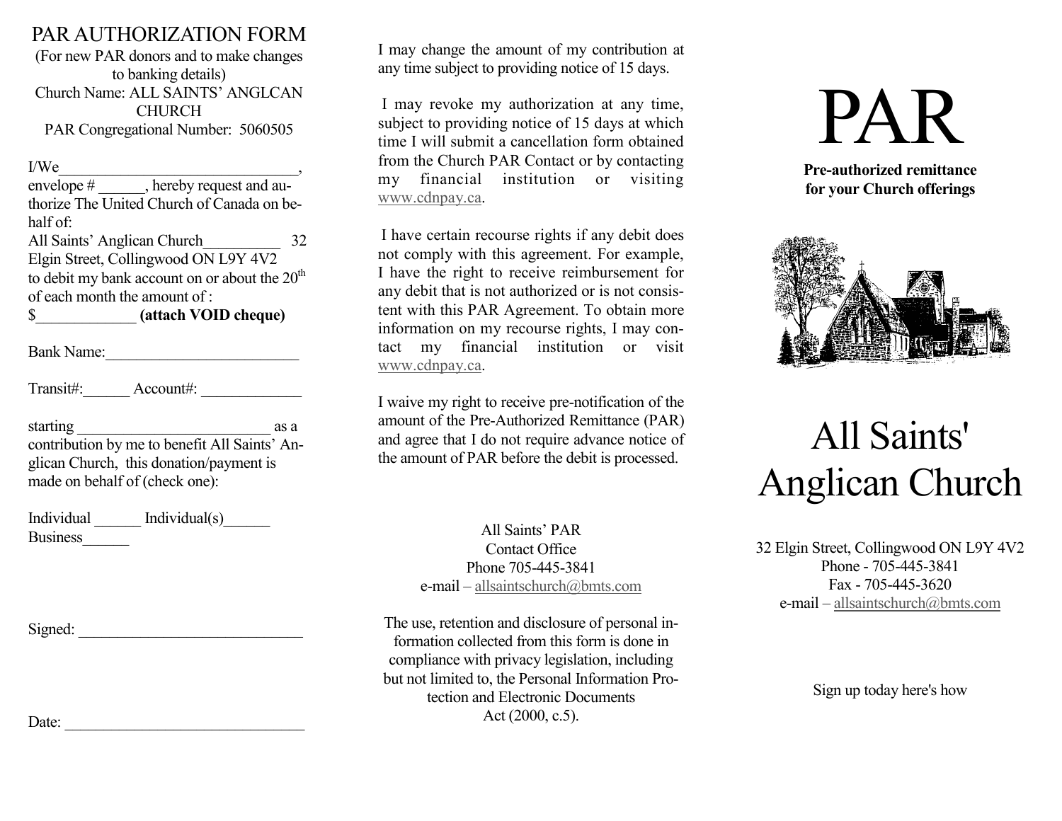# PAR AUTHORIZATION FORM

(For new PAR donors and to make changes to banking details)

Church Name: ALL SAINTS' ANGLCAN CHURCH

PAR Congregational Number: 5060505

I/We_______________________________, envelope # ______, hereby request and authorize The United Church of Canada on behalf of:

All Saints' Anglican Church__________ 32 Elgin Street, Collingwood ON L9Y 4V2

to debit my bank account on or about the 20th of each month the amount of :

$_____________ **(attach VOID cheque)**

Bank Name:_________________________

Transit#:______ Account#: _____________

starting _________________________ as a contribution by me to benefit All Saints' Anglican Church, this donation/payment is made on behalf of (check one):

Individual ______ Individual(s)______ Business______

Signed: _____________________________

Date: _______________________________

I may change the amount of my contribution at any time subject to providing notice of 15 days.

I may revoke my authorization at any time, subject to providing notice of 15 days at which time I will submit a cancellation form obtained from the Church PAR Contact or by contacting my financial institution or visiting www.cdnpay.ca.

I have certain recourse rights if any debit does not comply with this agreement. For example, I have the right to receive reimbursement for any debit that is not authorized or is not consistent with this PAR Agreement. To obtain more information on my recourse rights, I may contact my financial institution or visit www.cdnpay.ca.

I waive my right to receive pre-notification of the amount of the Pre-Authorized Remittance (PAR) and agree that I do not require advance notice of the amount of PAR before the debit is processed.

All Saints' PAR
Contact Office
Phone 705-445-3841
e-mail – allsaintschurch@bmts.com

The use, retention and disclosure of personal information collected from this form is done in compliance with privacy legislation, including but not limited to, the Personal Information Protection and Electronic Documents Act (2000, c.5).

# PAR

**Pre-authorized remittance for your Church offerings**

# All Saints' Anglican Church

32 Elgin Street, Collingwood ON L9Y 4V2
Phone - 705-445-3841
Fax - 705-445-3620
e-mail – allsaintschurch@bmts.com

Sign up today here's how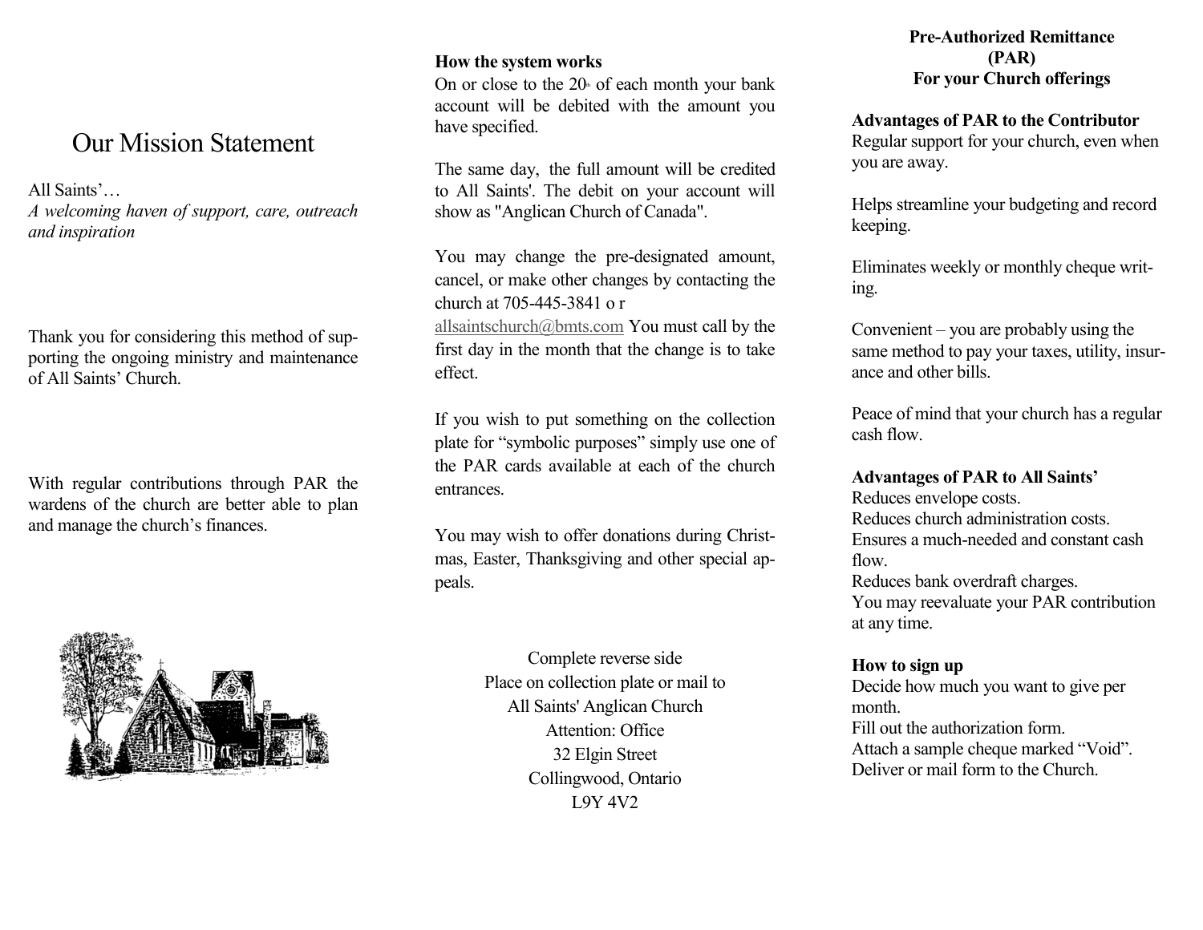# Our Mission Statement

All Saints'…
*A welcoming haven of support, care, outreach and inspiration*

Thank you for considering this method of supporting the ongoing ministry and maintenance of All Saints' Church.

With regular contributions through PAR the wardens of the church are better able to plan and manage the church's finances.

**How the system works**
On or close to the 20th of each month your bank account will be debited with the amount you have specified.

The same day, the full amount will be credited to All Saints'. The debit on your account will show as "Anglican Church of Canada".

You may change the pre-designated amount, cancel, or make other changes by contacting the church at 705-445-3841 o r allsaintschurch@bmts.com You must call by the first day in the month that the change is to take effect.

If you wish to put something on the collection plate for "symbolic purposes" simply use one of the PAR cards available at each of the church entrances.

You may wish to offer donations during Christmas, Easter, Thanksgiving and other special appeals.

Complete reverse side
Place on collection plate or mail to
All Saints' Anglican Church
Attention: Office
32 Elgin Street
Collingwood, Ontario
L9Y 4V2

**Pre-Authorized Remittance (PAR) For your Church offerings**

**Advantages of PAR to the Contributor**
Regular support for your church, even when you are away.

Helps streamline your budgeting and record keeping.

Eliminates weekly or monthly cheque writing.

Convenient – you are probably using the same method to pay your taxes, utility, insurance and other bills.

Peace of mind that your church has a regular cash flow.

**Advantages of PAR to All Saints'**
Reduces envelope costs.
Reduces church administration costs.
Ensures a much-needed and constant cash flow.
Reduces bank overdraft charges.
You may reevaluate your PAR contribution at any time.

**How to sign up**
Decide how much you want to give per month.
Fill out the authorization form.
Attach a sample cheque marked "Void".
Deliver or mail form to the Church.